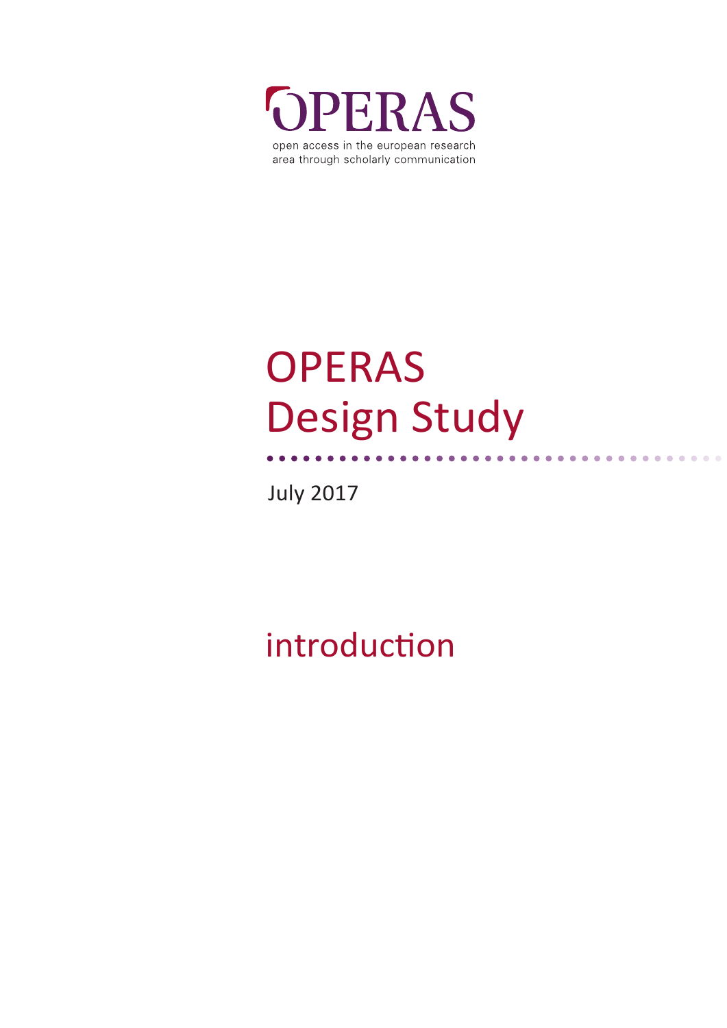OPERAS

open access in the european research area through scholarly communication

# OPERAS Design Study

July 2017

## introduction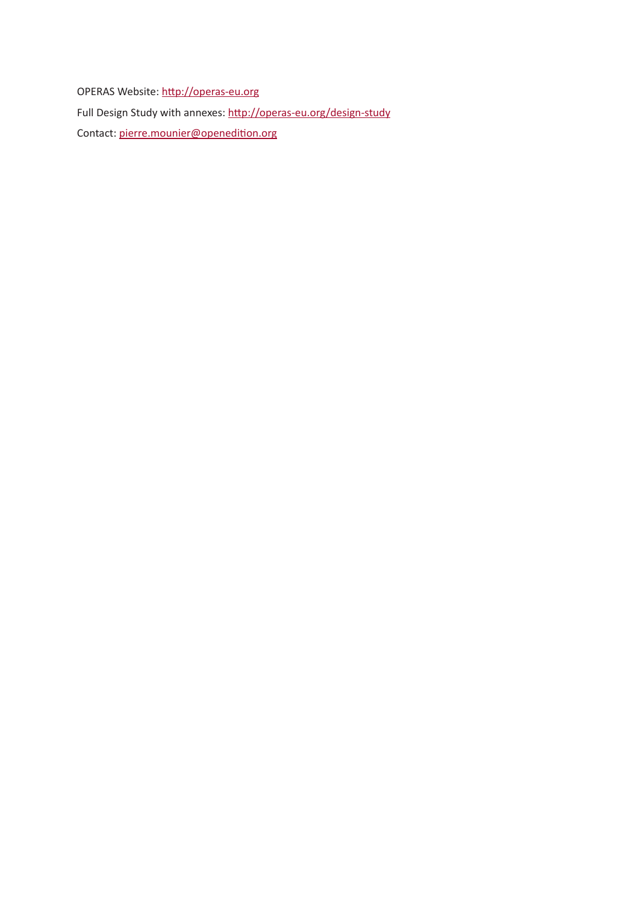OPERAS Website: [http://operas-eu.org](http://operas-eu.org)

Full Design Study with annexes: [http://operas-eu.org/design-study](http://operas-eu.org/design-study)

Contact: [pierre.mounier@openedition.org](mailto:pierre.mounier@openedition.org)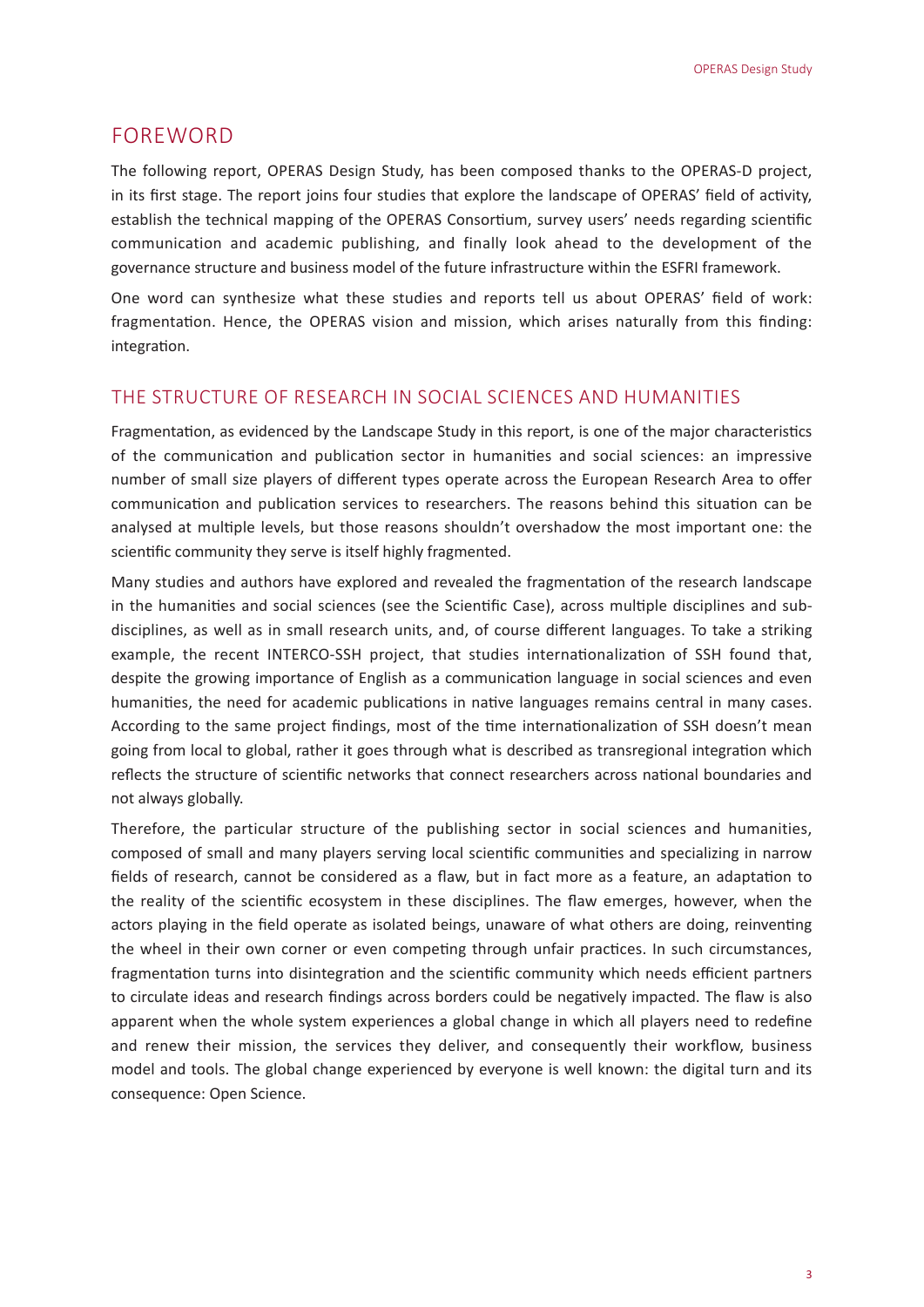## FOREWORD

The following report, OPERAS Design Study, has been composed thanks to the OPERAS-D project, in its first stage. The report joins four studies that explore the landscape of OPERAS' field of activity, establish the technical mapping of the OPERAS Consortium, survey users' needs regarding scientific communication and academic publishing, and finally look ahead to the development of the governance structure and business model of the future infrastructure within the ESFRI framework.

One word can synthesize what these studies and reports tell us about OPERAS' field of work: fragmentation. Hence, the OPERAS vision and mission, which arises naturally from this finding: integration.

### THE STRUCTURE OF RESEARCH IN SOCIAL SCIENCES AND HUMANITIES

Fragmentation, as evidenced by the Landscape Study in this report, is one of the major characteristics of the communication and publication sector in humanities and social sciences: an impressive number of small size players of different types operate across the European Research Area to offer communication and publication services to researchers. The reasons behind this situation can be analysed at multiple levels, but those reasons shouldn't overshadow the most important one: the scientific community they serve is itself highly fragmented.

Many studies and authors have explored and revealed the fragmentation of the research landscape in the humanities and social sciences (see the Scientific Case), across multiple disciplines and sub-disciplines, as well as in small research units, and, of course different languages. To take a striking example, the recent INTERCO-SSH project, that studies internationalization of SSH found that, despite the growing importance of English as a communication language in social sciences and even humanities, the need for academic publications in native languages remains central in many cases. According to the same project findings, most of the time internationalization of SSH doesn't mean going from local to global, rather it goes through what is described as transregional integration which reflects the structure of scientific networks that connect researchers across national boundaries and not always globally.

Therefore, the particular structure of the publishing sector in social sciences and humanities, composed of small and many players serving local scientific communities and specializing in narrow fields of research, cannot be considered as a flaw, but in fact more as a feature, an adaptation to the reality of the scientific ecosystem in these disciplines. The flaw emerges, however, when the actors playing in the field operate as isolated beings, unaware of what others are doing, reinventing the wheel in their own corner or even competing through unfair practices. In such circumstances, fragmentation turns into disintegration and the scientific community which needs efficient partners to circulate ideas and research findings across borders could be negatively impacted. The flaw is also apparent when the whole system experiences a global change in which all players need to redefine and renew their mission, the services they deliver, and consequently their workflow, business model and tools. The global change experienced by everyone is well known: the digital turn and its consequence: Open Science.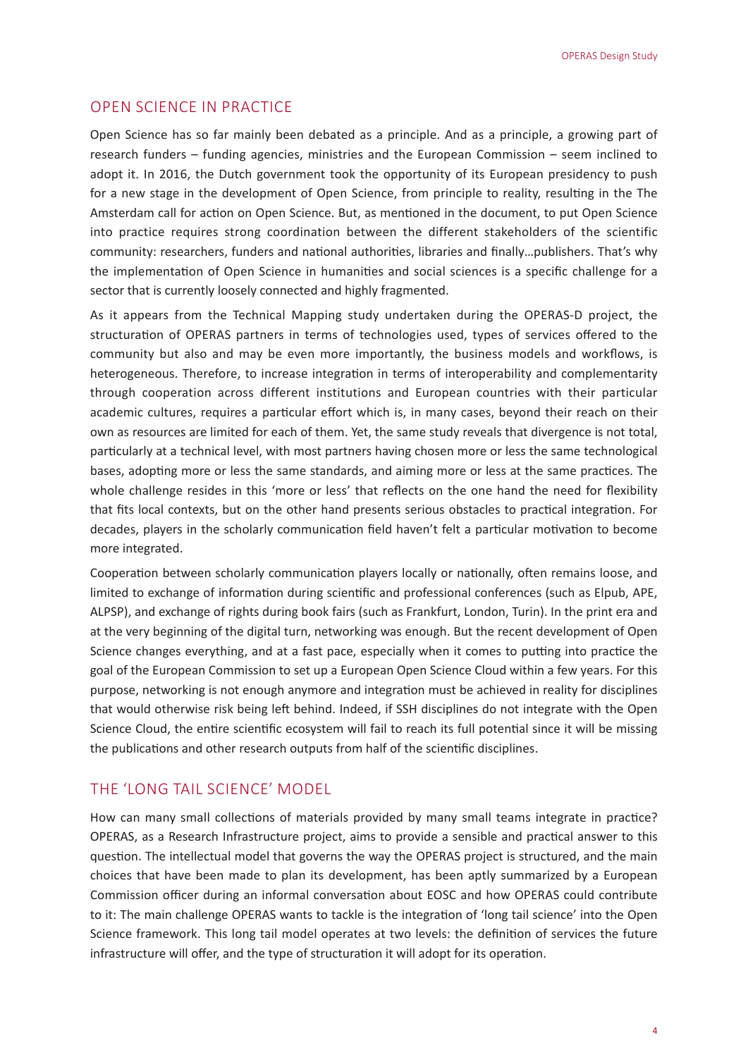## OPEN SCIENCE IN PRACTICE

Open Science has so far mainly been debated as a principle. And as a principle, a growing part of research funders – funding agencies, ministries and the European Commission – seem inclined to adopt it. In 2016, the Dutch government took the opportunity of its European presidency to push for a new stage in the development of Open Science, from principle to reality, resulting in the The Amsterdam call for action on Open Science. But, as mentioned in the document, to put Open Science into practice requires strong coordination between the different stakeholders of the scientific community: researchers, funders and national authorities, libraries and finally…publishers. That's why the implementation of Open Science in humanities and social sciences is a specific challenge for a sector that is currently loosely connected and highly fragmented.

As it appears from the Technical Mapping study undertaken during the OPERAS-D project, the structuration of OPERAS partners in terms of technologies used, types of services offered to the community but also and may be even more importantly, the business models and workflows, is heterogeneous. Therefore, to increase integration in terms of interoperability and complementarity through cooperation across different institutions and European countries with their particular academic cultures, requires a particular effort which is, in many cases, beyond their reach on their own as resources are limited for each of them. Yet, the same study reveals that divergence is not total, particularly at a technical level, with most partners having chosen more or less the same technological bases, adopting more or less the same standards, and aiming more or less at the same practices. The whole challenge resides in this 'more or less' that reflects on the one hand the need for flexibility that fits local contexts, but on the other hand presents serious obstacles to practical integration. For decades, players in the scholarly communication field haven't felt a particular motivation to become more integrated.

Cooperation between scholarly communication players locally or nationally, often remains loose, and limited to exchange of information during scientific and professional conferences (such as Elpub, APE, ALPSP), and exchange of rights during book fairs (such as Frankfurt, London, Turin). In the print era and at the very beginning of the digital turn, networking was enough. But the recent development of Open Science changes everything, and at a fast pace, especially when it comes to putting into practice the goal of the European Commission to set up a European Open Science Cloud within a few years. For this purpose, networking is not enough anymore and integration must be achieved in reality for disciplines that would otherwise risk being left behind. Indeed, if SSH disciplines do not integrate with the Open Science Cloud, the entire scientific ecosystem will fail to reach its full potential since it will be missing the publications and other research outputs from half of the scientific disciplines.

## THE 'LONG TAIL SCIENCE' MODEL

How can many small collections of materials provided by many small teams integrate in practice? OPERAS, as a Research Infrastructure project, aims to provide a sensible and practical answer to this question. The intellectual model that governs the way the OPERAS project is structured, and the main choices that have been made to plan its development, has been aptly summarized by a European Commission officer during an informal conversation about EOSC and how OPERAS could contribute to it: The main challenge OPERAS wants to tackle is the integration of 'long tail science' into the Open Science framework. This long tail model operates at two levels: the definition of services the future infrastructure will offer, and the type of structuration it will adopt for its operation.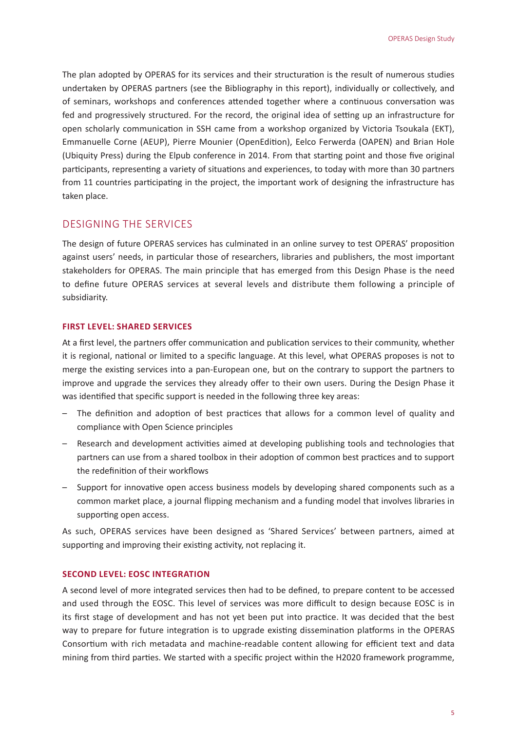The plan adopted by OPERAS for its services and their structuration is the result of numerous studies undertaken by OPERAS partners (see the Bibliography in this report), individually or collectively, and of seminars, workshops and conferences attended together where a continuous conversation was fed and progressively structured. For the record, the original idea of setting up an infrastructure for open scholarly communication in SSH came from a workshop organized by Victoria Tsoukala (EKT), Emmanuelle Corne (AEUP), Pierre Mounier (OpenEdition), Eelco Ferwerda (OAPEN) and Brian Hole (Ubiquity Press) during the Elpub conference in 2014. From that starting point and those five original participants, representing a variety of situations and experiences, to today with more than 30 partners from 11 countries participating in the project, the important work of designing the infrastructure has taken place.

## DESIGNING THE SERVICES

The design of future OPERAS services has culminated in an online survey to test OPERAS' proposition against users' needs, in particular those of researchers, libraries and publishers, the most important stakeholders for OPERAS. The main principle that has emerged from this Design Phase is the need to define future OPERAS services at several levels and distribute them following a principle of subsidiarity.

### FIRST LEVEL: SHARED SERVICES

At a first level, the partners offer communication and publication services to their community, whether it is regional, national or limited to a specific language. At this level, what OPERAS proposes is not to merge the existing services into a pan-European one, but on the contrary to support the partners to improve and upgrade the services they already offer to their own users. During the Design Phase it was identified that specific support is needed in the following three key areas:

- The definition and adoption of best practices that allows for a common level of quality and compliance with Open Science principles
- Research and development activities aimed at developing publishing tools and technologies that partners can use from a shared toolbox in their adoption of common best practices and to support the redefinition of their workflows
- Support for innovative open access business models by developing shared components such as a common market place, a journal flipping mechanism and a funding model that involves libraries in supporting open access.

As such, OPERAS services have been designed as 'Shared Services' between partners, aimed at supporting and improving their existing activity, not replacing it.

### SECOND LEVEL: EOSC INTEGRATION

A second level of more integrated services then had to be defined, to prepare content to be accessed and used through the EOSC. This level of services was more difficult to design because EOSC is in its first stage of development and has not yet been put into practice. It was decided that the best way to prepare for future integration is to upgrade existing dissemination platforms in the OPERAS Consortium with rich metadata and machine-readable content allowing for efficient text and data mining from third parties. We started with a specific project within the H2020 framework programme,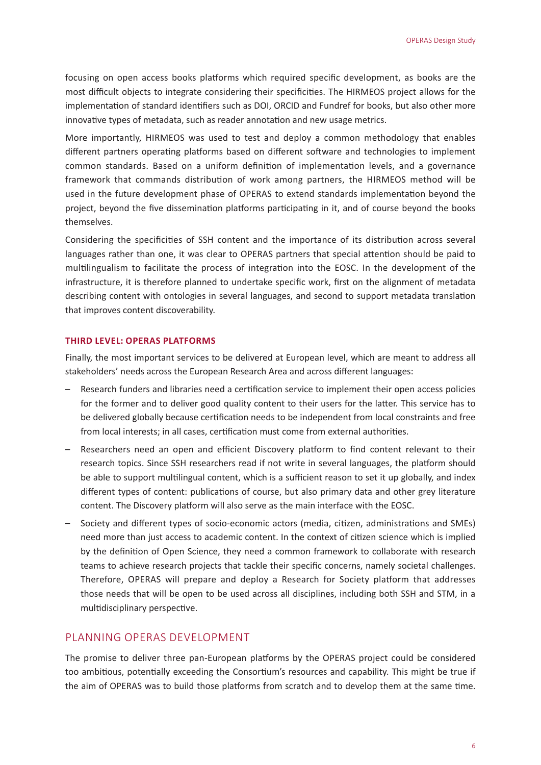focusing on open access books platforms which required specific development, as books are the most difficult objects to integrate considering their specificities. The HIRMEOS project allows for the implementation of standard identifiers such as DOI, ORCID and Fundref for books, but also other more innovative types of metadata, such as reader annotation and new usage metrics.

More importantly, HIRMEOS was used to test and deploy a common methodology that enables different partners operating platforms based on different software and technologies to implement common standards. Based on a uniform definition of implementation levels, and a governance framework that commands distribution of work among partners, the HIRMEOS method will be used in the future development phase of OPERAS to extend standards implementation beyond the project, beyond the five dissemination platforms participating in it, and of course beyond the books themselves.

Considering the specificities of SSH content and the importance of its distribution across several languages rather than one, it was clear to OPERAS partners that special attention should be paid to multilingualism to facilitate the process of integration into the EOSC. In the development of the infrastructure, it is therefore planned to undertake specific work, first on the alignment of metadata describing content with ontologies in several languages, and second to support metadata translation that improves content discoverability.

#### THIRD LEVEL: OPERAS PLATFORMS

Finally, the most important services to be delivered at European level, which are meant to address all stakeholders' needs across the European Research Area and across different languages:

- Research funders and libraries need a certification service to implement their open access policies for the former and to deliver good quality content to their users for the latter. This service has to be delivered globally because certification needs to be independent from local constraints and free from local interests; in all cases, certification must come from external authorities.
- Researchers need an open and efficient Discovery platform to find content relevant to their research topics. Since SSH researchers read if not write in several languages, the platform should be able to support multilingual content, which is a sufficient reason to set it up globally, and index different types of content: publications of course, but also primary data and other grey literature content. The Discovery platform will also serve as the main interface with the EOSC.
- Society and different types of socio-economic actors (media, citizen, administrations and SMEs) need more than just access to academic content. In the context of citizen science which is implied by the definition of Open Science, they need a common framework to collaborate with research teams to achieve research projects that tackle their specific concerns, namely societal challenges. Therefore, OPERAS will prepare and deploy a Research for Society platform that addresses those needs that will be open to be used across all disciplines, including both SSH and STM, in a multidisciplinary perspective.

## PLANNING OPERAS DEVELOPMENT

The promise to deliver three pan-European platforms by the OPERAS project could be considered too ambitious, potentially exceeding the Consortium's resources and capability. This might be true if the aim of OPERAS was to build those platforms from scratch and to develop them at the same time.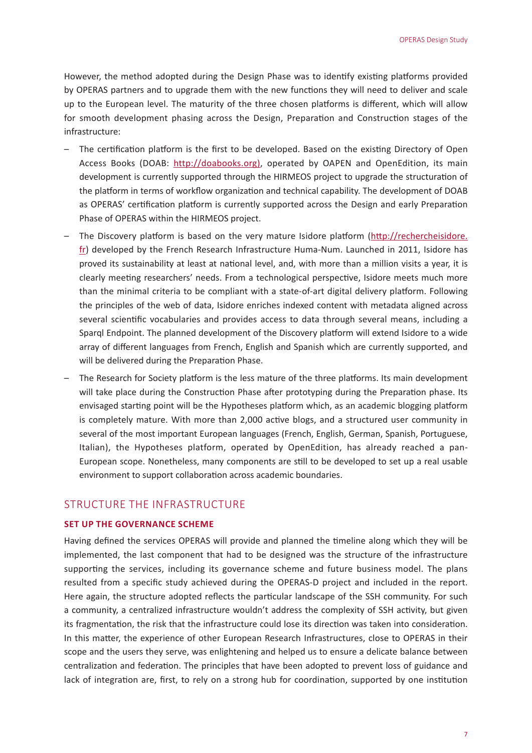However, the method adopted during the Design Phase was to identify existing platforms provided by OPERAS partners and to upgrade them with the new functions they will need to deliver and scale up to the European level. The maturity of the three chosen platforms is different, which will allow for smooth development phasing across the Design, Preparation and Construction stages of the infrastructure:

– The certification platform is the first to be developed. Based on the existing Directory of Open Access Books (DOAB: http://doabooks.org), operated by OAPEN and OpenEdition, its main development is currently supported through the HIRMEOS project to upgrade the structuration of the platform in terms of workflow organization and technical capability. The development of DOAB as OPERAS' certification platform is currently supported across the Design and early Preparation Phase of OPERAS within the HIRMEOS project.

– The Discovery platform is based on the very mature Isidore platform (http://rechercheisidore.fr) developed by the French Research Infrastructure Huma-Num. Launched in 2011, Isidore has proved its sustainability at least at national level, and, with more than a million visits a year, it is clearly meeting researchers' needs. From a technological perspective, Isidore meets much more than the minimal criteria to be compliant with a state-of-art digital delivery platform. Following the principles of the web of data, Isidore enriches indexed content with metadata aligned across several scientific vocabularies and provides access to data through several means, including a Sparql Endpoint. The planned development of the Discovery platform will extend Isidore to a wide array of different languages from French, English and Spanish which are currently supported, and will be delivered during the Preparation Phase.

– The Research for Society platform is the less mature of the three platforms. Its main development will take place during the Construction Phase after prototyping during the Preparation phase. Its envisaged starting point will be the Hypotheses platform which, as an academic blogging platform is completely mature. With more than 2,000 active blogs, and a structured user community in several of the most important European languages (French, English, German, Spanish, Portuguese, Italian), the Hypotheses platform, operated by OpenEdition, has already reached a pan-European scope. Nonetheless, many components are still to be developed to set up a real usable environment to support collaboration across academic boundaries.

## STRUCTURE THE INFRASTRUCTURE

### SET UP THE GOVERNANCE SCHEME

Having defined the services OPERAS will provide and planned the timeline along which they will be implemented, the last component that had to be designed was the structure of the infrastructure supporting the services, including its governance scheme and future business model. The plans resulted from a specific study achieved during the OPERAS-D project and included in the report. Here again, the structure adopted reflects the particular landscape of the SSH community. For such a community, a centralized infrastructure wouldn't address the complexity of SSH activity, but given its fragmentation, the risk that the infrastructure could lose its direction was taken into consideration. In this matter, the experience of other European Research Infrastructures, close to OPERAS in their scope and the users they serve, was enlightening and helped us to ensure a delicate balance between centralization and federation. The principles that have been adopted to prevent loss of guidance and lack of integration are, first, to rely on a strong hub for coordination, supported by one institution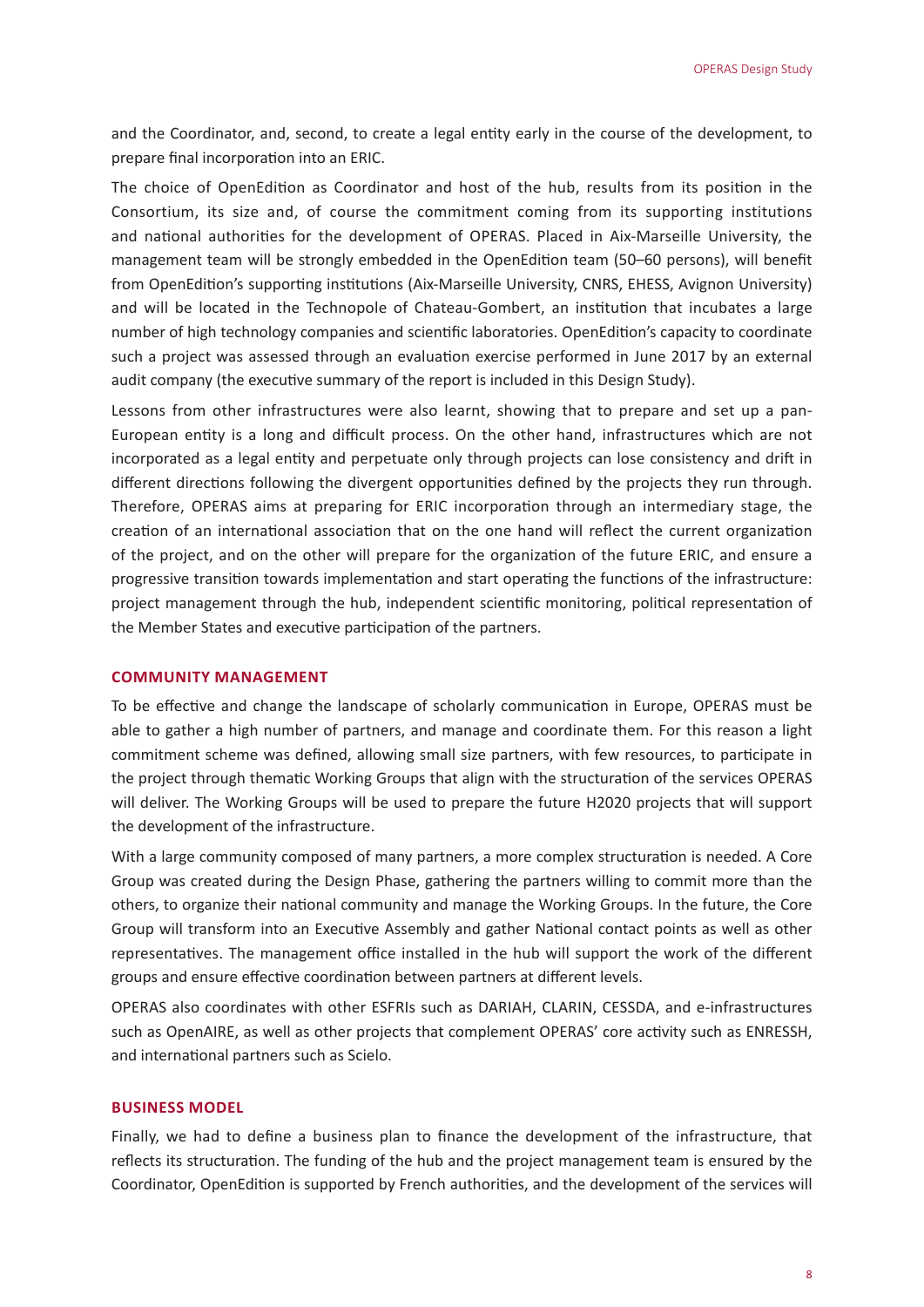and the Coordinator, and, second, to create a legal entity early in the course of the development, to prepare final incorporation into an ERIC.

The choice of OpenEdition as Coordinator and host of the hub, results from its position in the Consortium, its size and, of course the commitment coming from its supporting institutions and national authorities for the development of OPERAS. Placed in Aix-Marseille University, the management team will be strongly embedded in the OpenEdition team (50–60 persons), will benefit from OpenEdition's supporting institutions (Aix-Marseille University, CNRS, EHESS, Avignon University) and will be located in the Technopole of Chateau-Gombert, an institution that incubates a large number of high technology companies and scientific laboratories. OpenEdition's capacity to coordinate such a project was assessed through an evaluation exercise performed in June 2017 by an external audit company (the executive summary of the report is included in this Design Study).

Lessons from other infrastructures were also learnt, showing that to prepare and set up a pan-European entity is a long and difficult process. On the other hand, infrastructures which are not incorporated as a legal entity and perpetuate only through projects can lose consistency and drift in different directions following the divergent opportunities defined by the projects they run through. Therefore, OPERAS aims at preparing for ERIC incorporation through an intermediary stage, the creation of an international association that on the one hand will reflect the current organization of the project, and on the other will prepare for the organization of the future ERIC, and ensure a progressive transition towards implementation and start operating the functions of the infrastructure: project management through the hub, independent scientific monitoring, political representation of the Member States and executive participation of the partners.

## COMMUNITY MANAGEMENT

To be effective and change the landscape of scholarly communication in Europe, OPERAS must be able to gather a high number of partners, and manage and coordinate them. For this reason a light commitment scheme was defined, allowing small size partners, with few resources, to participate in the project through thematic Working Groups that align with the structuration of the services OPERAS will deliver. The Working Groups will be used to prepare the future H2020 projects that will support the development of the infrastructure.

With a large community composed of many partners, a more complex structuration is needed. A Core Group was created during the Design Phase, gathering the partners willing to commit more than the others, to organize their national community and manage the Working Groups. In the future, the Core Group will transform into an Executive Assembly and gather National contact points as well as other representatives. The management office installed in the hub will support the work of the different groups and ensure effective coordination between partners at different levels.

OPERAS also coordinates with other ESFRIs such as DARIAH, CLARIN, CESSDA, and e-infrastructures such as OpenAIRE, as well as other projects that complement OPERAS' core activity such as ENRESSH, and international partners such as Scielo.

## BUSINESS MODEL

Finally, we had to define a business plan to finance the development of the infrastructure, that reflects its structuration. The funding of the hub and the project management team is ensured by the Coordinator, OpenEdition is supported by French authorities, and the development of the services will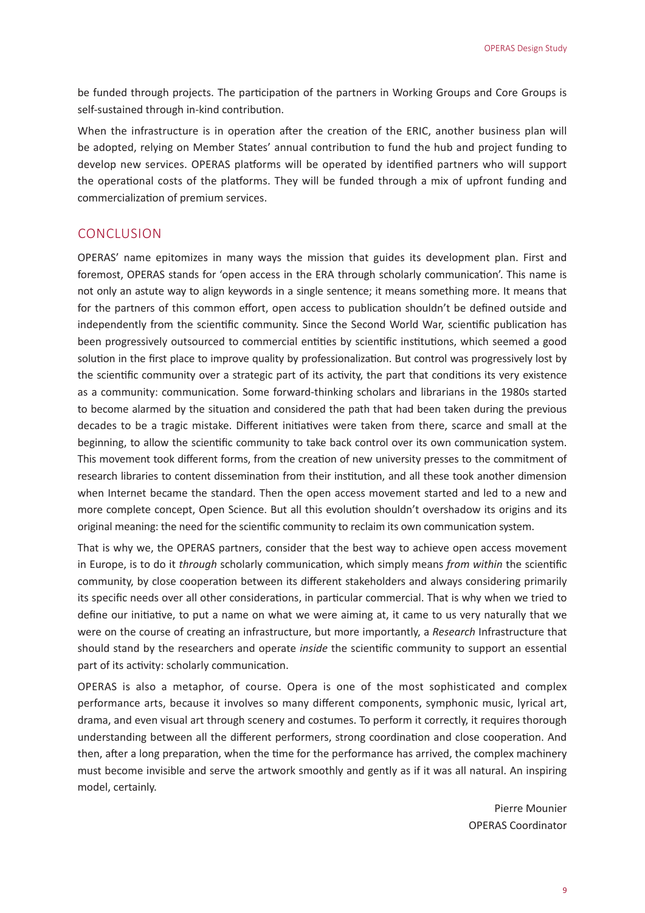be funded through projects. The participation of the partners in Working Groups and Core Groups is self-sustained through in-kind contribution.

When the infrastructure is in operation after the creation of the ERIC, another business plan will be adopted, relying on Member States' annual contribution to fund the hub and project funding to develop new services. OPERAS platforms will be operated by identified partners who will support the operational costs of the platforms. They will be funded through a mix of upfront funding and commercialization of premium services.

## CONCLUSION

OPERAS' name epitomizes in many ways the mission that guides its development plan. First and foremost, OPERAS stands for 'open access in the ERA through scholarly communication'. This name is not only an astute way to align keywords in a single sentence; it means something more. It means that for the partners of this common effort, open access to publication shouldn't be defined outside and independently from the scientific community. Since the Second World War, scientific publication has been progressively outsourced to commercial entities by scientific institutions, which seemed a good solution in the first place to improve quality by professionalization. But control was progressively lost by the scientific community over a strategic part of its activity, the part that conditions its very existence as a community: communication. Some forward-thinking scholars and librarians in the 1980s started to become alarmed by the situation and considered the path that had been taken during the previous decades to be a tragic mistake. Different initiatives were taken from there, scarce and small at the beginning, to allow the scientific community to take back control over its own communication system. This movement took different forms, from the creation of new university presses to the commitment of research libraries to content dissemination from their institution, and all these took another dimension when Internet became the standard. Then the open access movement started and led to a new and more complete concept, Open Science. But all this evolution shouldn't overshadow its origins and its original meaning: the need for the scientific community to reclaim its own communication system.

That is why we, the OPERAS partners, consider that the best way to achieve open access movement in Europe, is to do it *through* scholarly communication, which simply means *from within* the scientific community, by close cooperation between its different stakeholders and always considering primarily its specific needs over all other considerations, in particular commercial. That is why when we tried to define our initiative, to put a name on what we were aiming at, it came to us very naturally that we were on the course of creating an infrastructure, but more importantly, a *Research* Infrastructure that should stand by the researchers and operate *inside* the scientific community to support an essential part of its activity: scholarly communication.

OPERAS is also a metaphor, of course. Opera is one of the most sophisticated and complex performance arts, because it involves so many different components, symphonic music, lyrical art, drama, and even visual art through scenery and costumes. To perform it correctly, it requires thorough understanding between all the different performers, strong coordination and close cooperation. And then, after a long preparation, when the time for the performance has arrived, the complex machinery must become invisible and serve the artwork smoothly and gently as if it was all natural. An inspiring model, certainly.

Pierre Mounier
OPERAS Coordinator